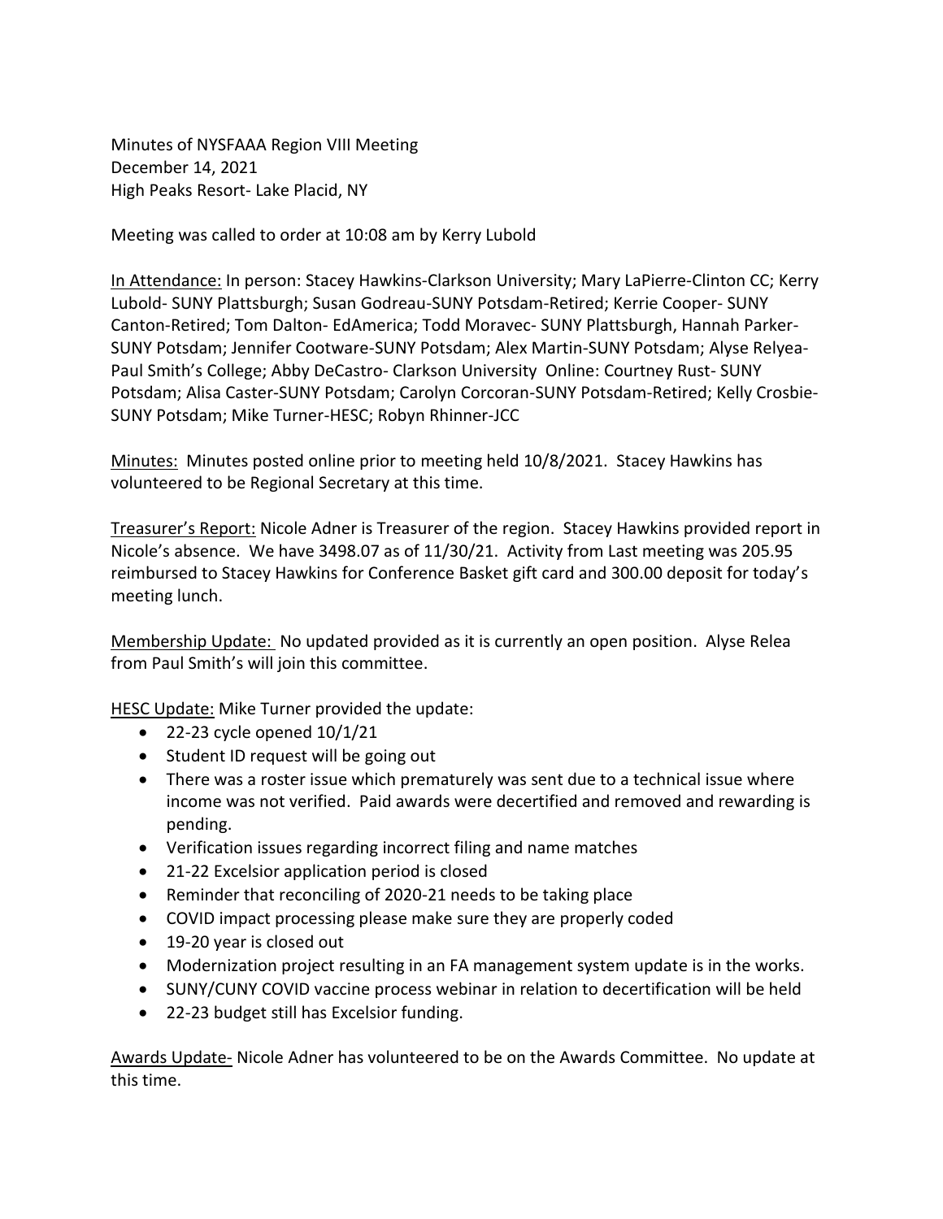Minutes of NYSFAAA Region VIII Meeting
December 14, 2021
High Peaks Resort- Lake Placid, NY

Meeting was called to order at 10:08 am by Kerry Lubold

In Attendance: In person: Stacey Hawkins-Clarkson University; Mary LaPierre-Clinton CC; Kerry Lubold- SUNY Plattsburgh; Susan Godreau-SUNY Potsdam-Retired; Kerrie Cooper- SUNY Canton-Retired; Tom Dalton- EdAmerica; Todd Moravec- SUNY Plattsburgh, Hannah Parker-SUNY Potsdam; Jennifer Cootware-SUNY Potsdam; Alex Martin-SUNY Potsdam; Alyse Relyea-Paul Smith's College; Abby DeCastro- Clarkson University Online: Courtney Rust- SUNY Potsdam; Alisa Caster-SUNY Potsdam; Carolyn Corcoran-SUNY Potsdam-Retired; Kelly Crosbie-SUNY Potsdam; Mike Turner-HESC; Robyn Rhinner-JCC

Minutes: Minutes posted online prior to meeting held 10/8/2021. Stacey Hawkins has volunteered to be Regional Secretary at this time.

Treasurer's Report: Nicole Adner is Treasurer of the region. Stacey Hawkins provided report in Nicole's absence. We have 3498.07 as of 11/30/21. Activity from Last meeting was 205.95 reimbursed to Stacey Hawkins for Conference Basket gift card and 300.00 deposit for today's meeting lunch.

Membership Update: No updated provided as it is currently an open position. Alyse Relea from Paul Smith's will join this committee.

HESC Update: Mike Turner provided the update:

- 22-23 cycle opened 10/1/21
- Student ID request will be going out
- There was a roster issue which prematurely was sent due to a technical issue where income was not verified. Paid awards were decertified and removed and rewarding is pending.
- Verification issues regarding incorrect filing and name matches
- 21-22 Excelsior application period is closed
- Reminder that reconciling of 2020-21 needs to be taking place
- COVID impact processing please make sure they are properly coded
- 19-20 year is closed out
- Modernization project resulting in an FA management system update is in the works.
- SUNY/CUNY COVID vaccine process webinar in relation to decertification will be held
- 22-23 budget still has Excelsior funding.

Awards Update- Nicole Adner has volunteered to be on the Awards Committee. No update at this time.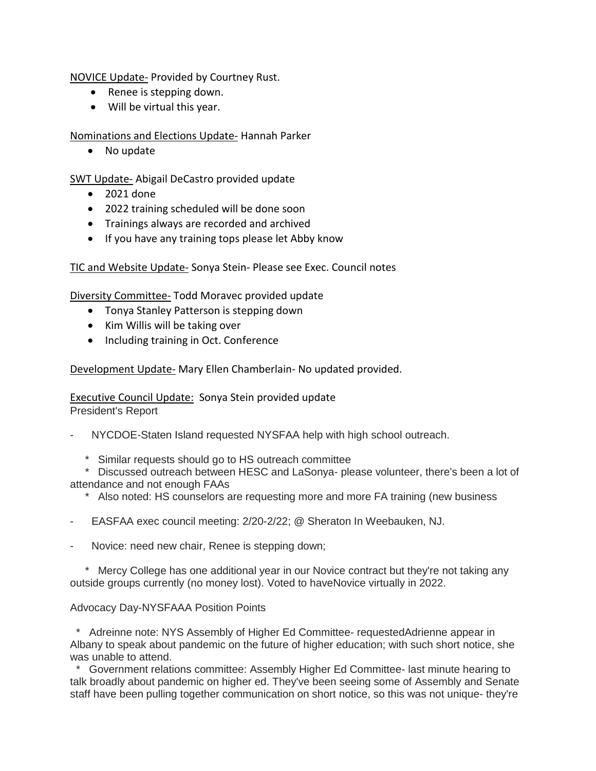<u>NOVICE Update-</u> Provided by Courtney Rust.

- Renee is stepping down.
- Will be virtual this year.

<u>Nominations and Elections Update-</u> Hannah Parker

- No update

<u>SWT Update-</u> Abigail DeCastro provided update

- 2021 done
- 2022 training scheduled will be done soon
- Trainings always are recorded and archived
- If you have any training tops please let Abby know

<u>TIC and Website Update-</u> Sonya Stein- Please see Exec. Council notes

<u>Diversity Committee-</u> Todd Moravec provided update

- Tonya Stanley Patterson is stepping down
- Kim Willis will be taking over
- Including training in Oct. Conference

<u>Development Update-</u> Mary Ellen Chamberlain- No updated provided.

<u>Executive Council Update:</u> Sonya Stein provided update
President's Report

- NYCDOE-Staten Island requested NYSFAA help with high school outreach.
    * Similar requests should go to HS outreach committee
    * Discussed outreach between HESC and LaSonya- please volunteer, there's been a lot of attendance and not enough FAAs
    * Also noted: HS counselors are requesting more and more FA training (new business
- EASFAA exec council meeting: 2/20-2/22; @ Sheraton In Weebauken, NJ.
- Novice: need new chair, Renee is stepping down;
    * Mercy College has one additional year in our Novice contract but they're not taking any outside groups currently (no money lost). Voted to haveNovice virtually in 2022.

Advocacy Day-NYSFAAA Position Points

* Adreinne note: NYS Assembly of Higher Ed Committee- requestedAdrienne appear in Albany to speak about pandemic on the future of higher education; with such short notice, she was unable to attend.
* Government relations committee: Assembly Higher Ed Committee- last minute hearing to talk broadly about pandemic on higher ed. They've been seeing some of Assembly and Senate staff have been pulling together communication on short notice, so this was not unique- they're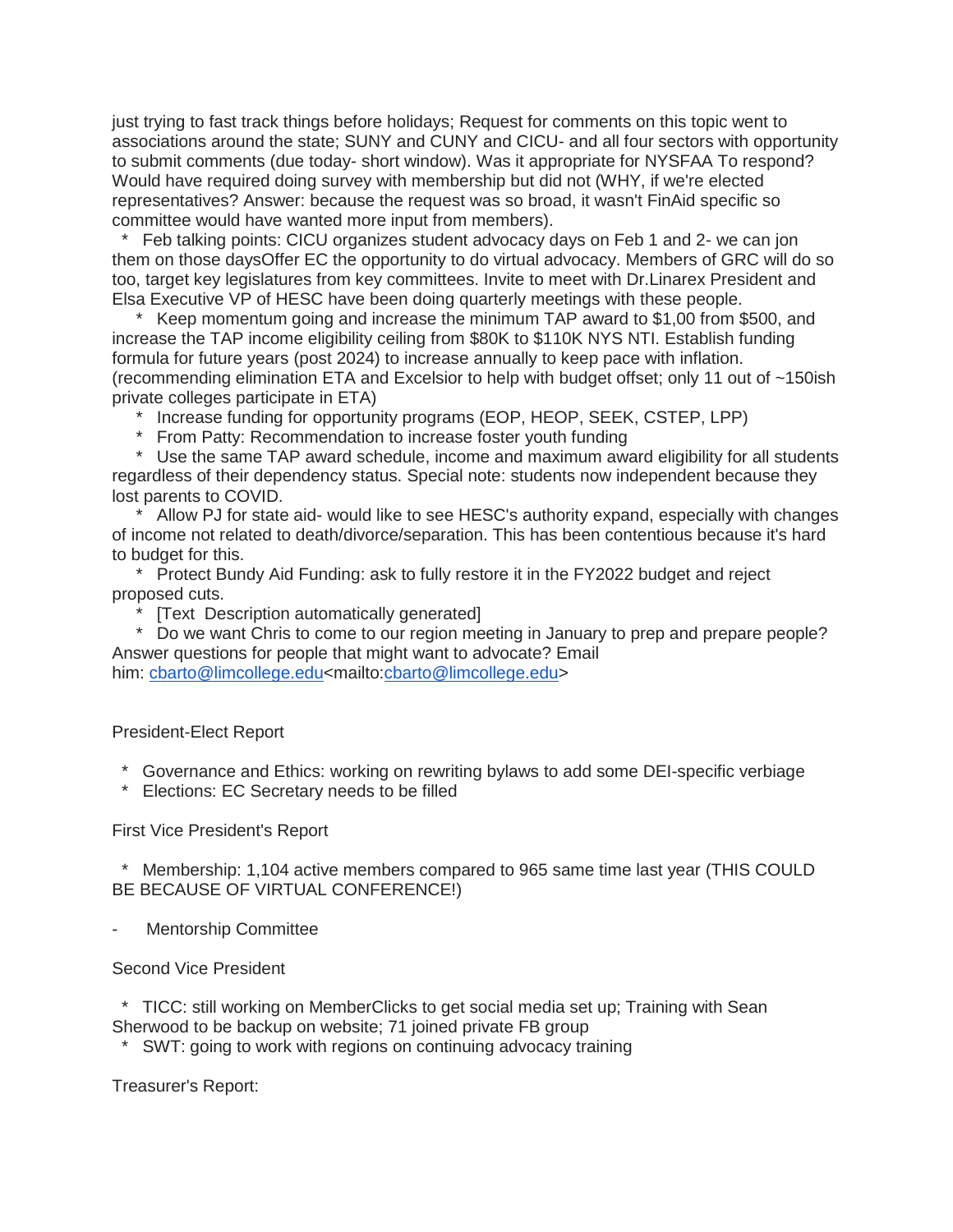just trying to fast track things before holidays; Request for comments on this topic went to associations around the state; SUNY and CUNY and CICU- and all four sectors with opportunity to submit comments (due today- short window). Was it appropriate for NYSFAA To respond? Would have required doing survey with membership but did not (WHY, if we're elected representatives? Answer: because the request was so broad, it wasn't FinAid specific so committee would have wanted more input from members).

* Feb talking points: CICU organizes student advocacy days on Feb 1 and 2- we can jon them on those daysOffer EC the opportunity to do virtual advocacy. Members of GRC will do so too, target key legislatures from key committees. Invite to meet with Dr.Linarex President and Elsa Executive VP of HESC have been doing quarterly meetings with these people.
  * Keep momentum going and increase the minimum TAP award to $1,00 from $500, and increase the TAP income eligibility ceiling from $80K to $110K NYS NTI. Establish funding formula for future years (post 2024) to increase annually to keep pace with inflation. (recommending elimination ETA and Excelsior to help with budget offset; only 11 out of ~150ish private colleges participate in ETA)
  * Increase funding for opportunity programs (EOP, HEOP, SEEK, CSTEP, LPP)
  * From Patty: Recommendation to increase foster youth funding
  * Use the same TAP award schedule, income and maximum award eligibility for all students regardless of their dependency status. Special note: students now independent because they lost parents to COVID.
  * Allow PJ for state aid- would like to see HESC's authority expand, especially with changes of income not related to death/divorce/separation. This has been contentious because it's hard to budget for this.
  * Protect Bundy Aid Funding: ask to fully restore it in the FY2022 budget and reject proposed cuts.
  * [Text  Description automatically generated]
  * Do we want Chris to come to our region meeting in January to prep and prepare people? Answer questions for people that might want to advocate? Email him: cbarto@limcollege.edu<mailto:cbarto@limcollege.edu>

President-Elect Report

* Governance and Ethics: working on rewriting bylaws to add some DEI-specific verbiage
* Elections: EC Secretary needs to be filled

First Vice President's Report

* Membership: 1,104 active members compared to 965 same time last year (THIS COULD BE BECAUSE OF VIRTUAL CONFERENCE!)

- Mentorship Committee

Second Vice President

* TICC: still working on MemberClicks to get social media set up; Training with Sean Sherwood to be backup on website; 71 joined private FB group
* SWT: going to work with regions on continuing advocacy training

Treasurer's Report: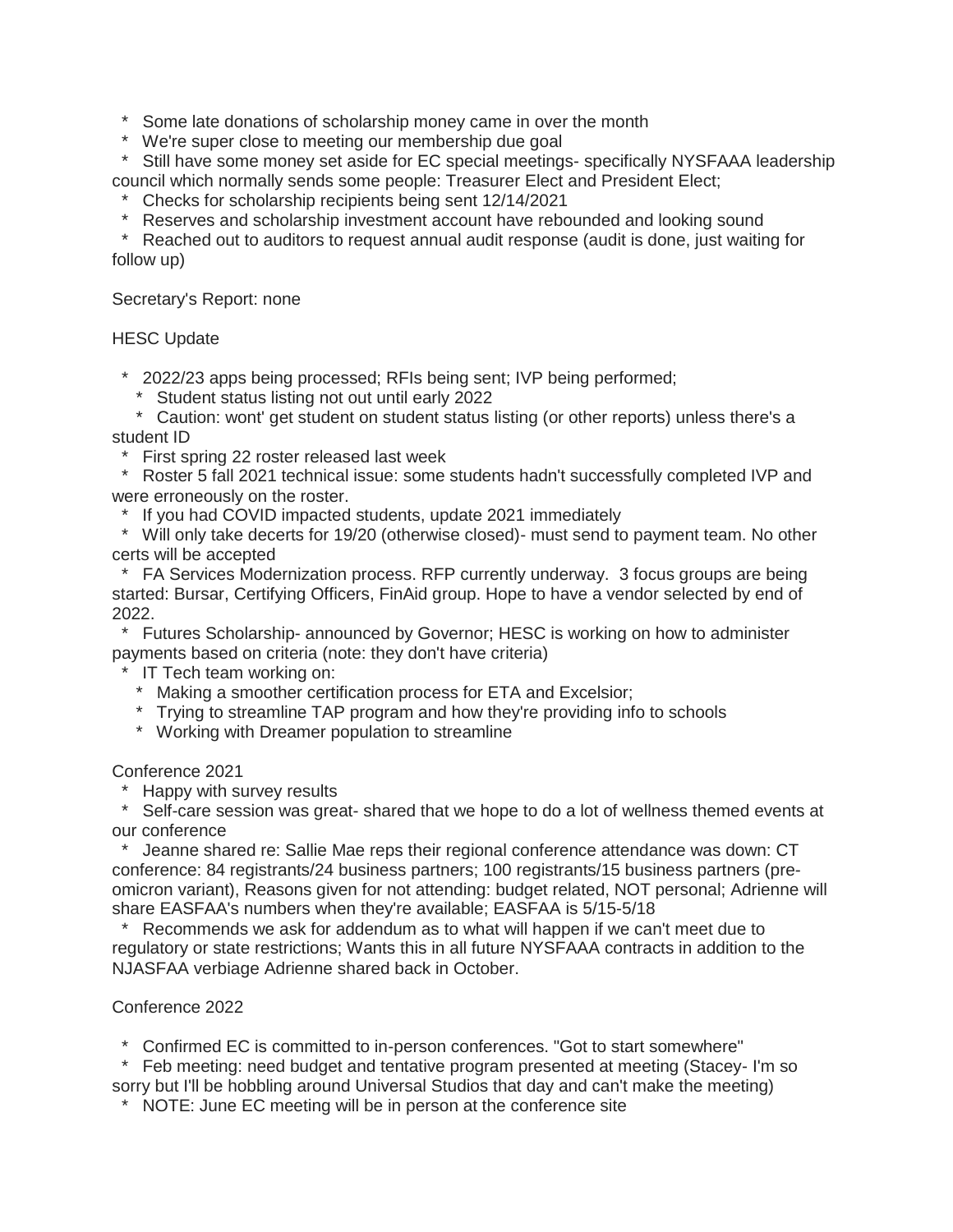- Some late donations of scholarship money came in over the month
- We're super close to meeting our membership due goal
- Still have some money set aside for EC special meetings- specifically NYSFAAA leadership council which normally sends some people: Treasurer Elect and President Elect;
- Checks for scholarship recipients being sent 12/14/2021
- Reserves and scholarship investment account have rebounded and looking sound
- Reached out to auditors to request annual audit response (audit is done, just waiting for follow up)

Secretary's Report: none

HESC Update

- 2022/23 apps being processed; RFIs being sent; IVP being performed;
  - Student status listing not out until early 2022
  - Caution: wont' get student on student status listing (or other reports) unless there's a student ID
- First spring 22 roster released last week
- Roster 5 fall 2021 technical issue: some students hadn't successfully completed IVP and were erroneously on the roster.
- If you had COVID impacted students, update 2021 immediately
- Will only take decerts for 19/20 (otherwise closed)- must send to payment team. No other certs will be accepted
- FA Services Modernization process. RFP currently underway. 3 focus groups are being started: Bursar, Certifying Officers, FinAid group. Hope to have a vendor selected by end of 2022.
- Futures Scholarship- announced by Governor; HESC is working on how to administer payments based on criteria (note: they don't have criteria)
- IT Tech team working on:
  - Making a smoother certification process for ETA and Excelsior;
  - Trying to streamline TAP program and how they're providing info to schools
  - Working with Dreamer population to streamline

Conference 2021

- Happy with survey results
- Self-care session was great- shared that we hope to do a lot of wellness themed events at our conference
- Jeanne shared re: Sallie Mae reps their regional conference attendance was down: CT conference: 84 registrants/24 business partners; 100 registrants/15 business partners (pre-omicron variant), Reasons given for not attending: budget related, NOT personal; Adrienne will share EASFAA's numbers when they're available; EASFAA is 5/15-5/18
- Recommends we ask for addendum as to what will happen if we can't meet due to regulatory or state restrictions; Wants this in all future NYSFAAA contracts in addition to the NJASFAA verbiage Adrienne shared back in October.

Conference 2022

- Confirmed EC is committed to in-person conferences. "Got to start somewhere"
- Feb meeting: need budget and tentative program presented at meeting (Stacey- I'm so sorry but I'll be hobbling around Universal Studios that day and can't make the meeting)
- NOTE: June EC meeting will be in person at the conference site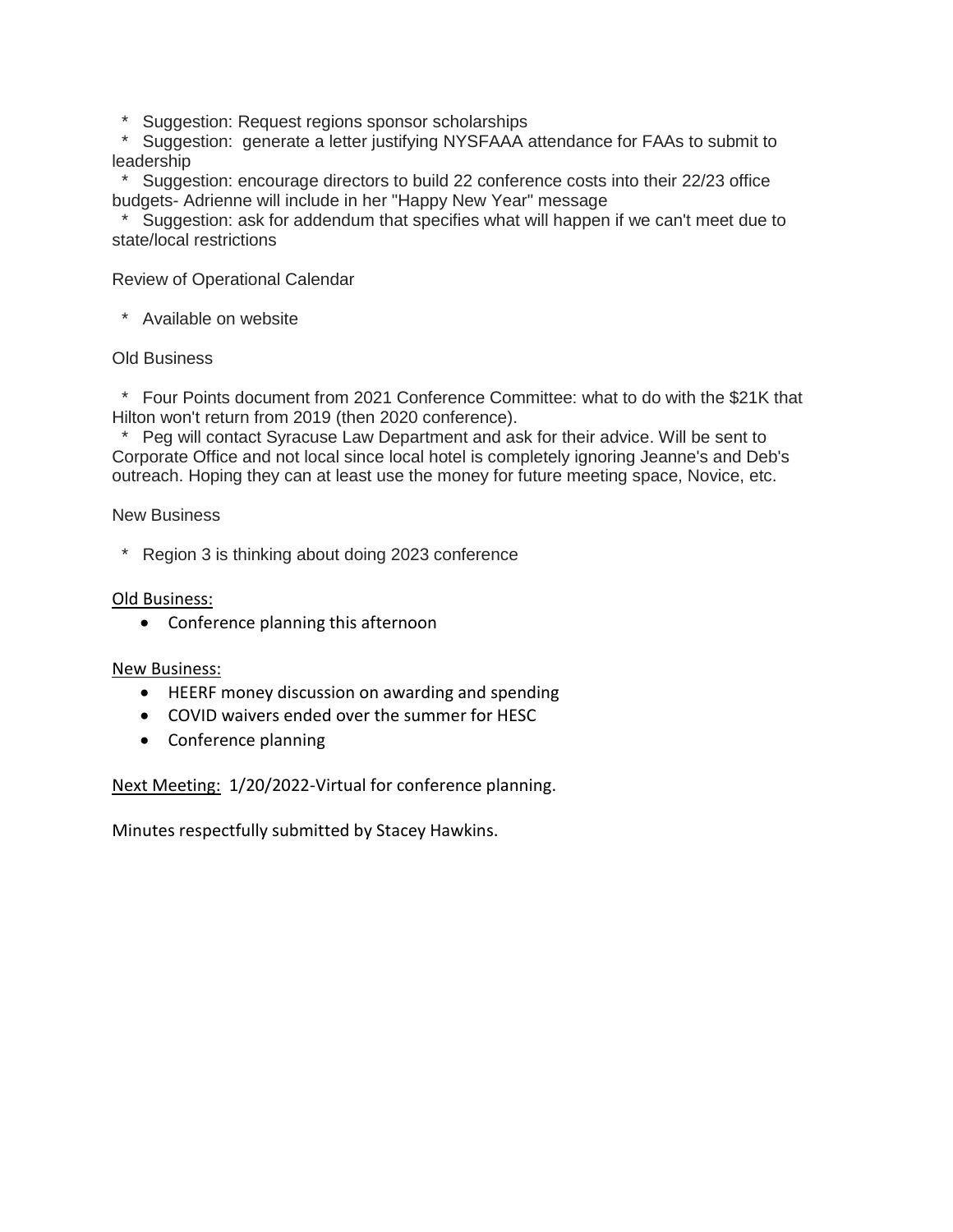* Suggestion: Request regions sponsor scholarships
* Suggestion: generate a letter justifying NYSFAAA attendance for FAAs to submit to leadership
* Suggestion: encourage directors to build 22 conference costs into their 22/23 office budgets- Adrienne will include in her "Happy New Year" message
* Suggestion: ask for addendum that specifies what will happen if we can't meet due to state/local restrictions

Review of Operational Calendar

* Available on website

Old Business

* Four Points document from 2021 Conference Committee: what to do with the $21K that Hilton won't return from 2019 (then 2020 conference).
* Peg will contact Syracuse Law Department and ask for their advice. Will be sent to Corporate Office and not local since local hotel is completely ignoring Jeanne's and Deb's outreach. Hoping they can at least use the money for future meeting space, Novice, etc.

New Business

* Region 3 is thinking about doing 2023 conference

<u>Old Business:</u>

- Conference planning this afternoon

<u>New Business:</u>

- HEERF money discussion on awarding and spending
- COVID waivers ended over the summer for HESC
- Conference planning

<u>Next Meeting:</u> 1/20/2022-Virtual for conference planning.

Minutes respectfully submitted by Stacey Hawkins.